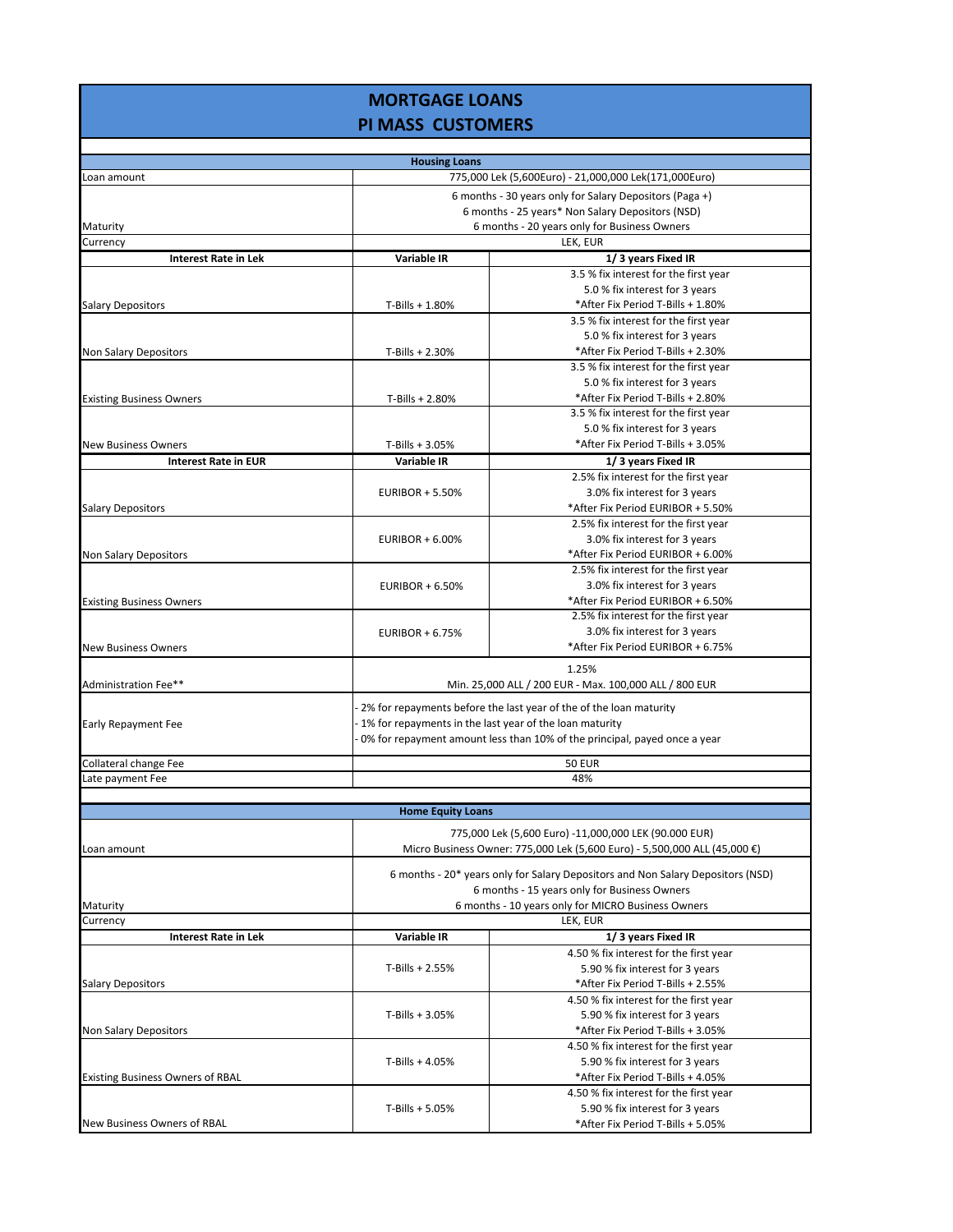# MORTGAGE LOANS
# PI MASS CUSTOMERS

## Housing Loans

| | | |
|---|---|---|
| Loan amount | 775,000 Lek (5,600Euro) - 21,000,000 Lek(171,000Euro) | |
| Maturity | 6 months - 30 years only for Salary Depositors (Paga +)<br>6 months - 25 years* Non Salary Depositors (NSD)<br>6 months - 20 years only for Business Owners | |
| Currency | LEK, EUR | |
| **Interest Rate in Lek** | **Variable IR** | **1/ 3 years Fixed IR** |
| Salary Depositors | T-Bills + 1.80% | 3.5 % fix interest for the first year<br>5.0 % fix interest for 3 years<br>*After Fix Period T-Bills + 1.80% |
| Non Salary Depositors | T-Bills + 2.30% | 3.5 % fix interest for the first year<br>5.0 % fix interest for 3 years<br>*After Fix Period T-Bills + 2.30% |
| Existing Business Owners | T-Bills + 2.80% | 3.5 % fix interest for the first year<br>5.0 % fix interest for 3 years<br>*After Fix Period T-Bills + 2.80% |
| New Business Owners | T-Bills + 3.05% | 3.5 % fix interest for the first year<br>5.0 % fix interest for 3 years<br>*After Fix Period T-Bills + 3.05% |
| **Interest Rate in EUR** | **Variable IR** | **1/ 3 years Fixed IR** |
| Salary Depositors | EURIBOR + 5.50% | 2.5% fix interest for the first year<br>3.0% fix interest for 3 years<br>*After Fix Period EURIBOR + 5.50% |
| Non Salary Depositors | EURIBOR + 6.00% | 2.5% fix interest for the first year<br>3.0% fix interest for 3 years<br>*After Fix Period EURIBOR + 6.00% |
| Existing Business Owners | EURIBOR + 6.50% | 2.5% fix interest for the first year<br>3.0% fix interest for 3 years<br>*After Fix Period EURIBOR + 6.50% |
| New Business Owners | EURIBOR + 6.75% | 2.5% fix interest for the first year<br>3.0% fix interest for 3 years<br>*After Fix Period EURIBOR + 6.75% |
| Administration Fee** | 1.25%<br>Min. 25,000 ALL / 200 EUR - Max. 100,000 ALL / 800 EUR | |
| Early Repayment Fee | - 2% for repayments before the last year of the of the loan maturity<br>- 1% for repayments in the last year of the loan maturity<br>- 0% for repayment amount less than 10% of the principal, payed once a year | |
| Collateral change Fee | 50 EUR | |
| Late payment Fee | 48% | |

## Home Equity Loans

| | | |
|---|---|---|
| Loan amount | 775,000 Lek (5,600 Euro) -11,000,000 LEK (90.000 EUR)<br>Micro Business Owner: 775,000 Lek (5,600 Euro) - 5,500,000 ALL (45,000 €) | |
| Maturity | 6 months - 20* years only for Salary Depositors and Non Salary Depositors (NSD)<br>6 months - 15 years only for Business Owners<br>6 months - 10 years only for MICRO Business Owners | |
| Currency | LEK, EUR | |
| **Interest Rate in Lek** | **Variable IR** | **1/ 3 years Fixed IR** |
| Salary Depositors | T-Bills + 2.55% | 4.50 % fix interest for the first year<br>5.90 % fix interest for 3 years<br>*After Fix Period T-Bills + 2.55% |
| Non Salary Depositors | T-Bills + 3.05% | 4.50 % fix interest for the first year<br>5.90 % fix interest for 3 years<br>*After Fix Period T-Bills + 3.05% |
| Existing Business Owners of RBAL | T-Bills + 4.05% | 4.50 % fix interest for the first year<br>5.90 % fix interest for 3 years<br>*After Fix Period T-Bills + 4.05% |
| New Business Owners of RBAL | T-Bills + 5.05% | 4.50 % fix interest for the first year<br>5.90 % fix interest for 3 years<br>*After Fix Period T-Bills + 5.05% |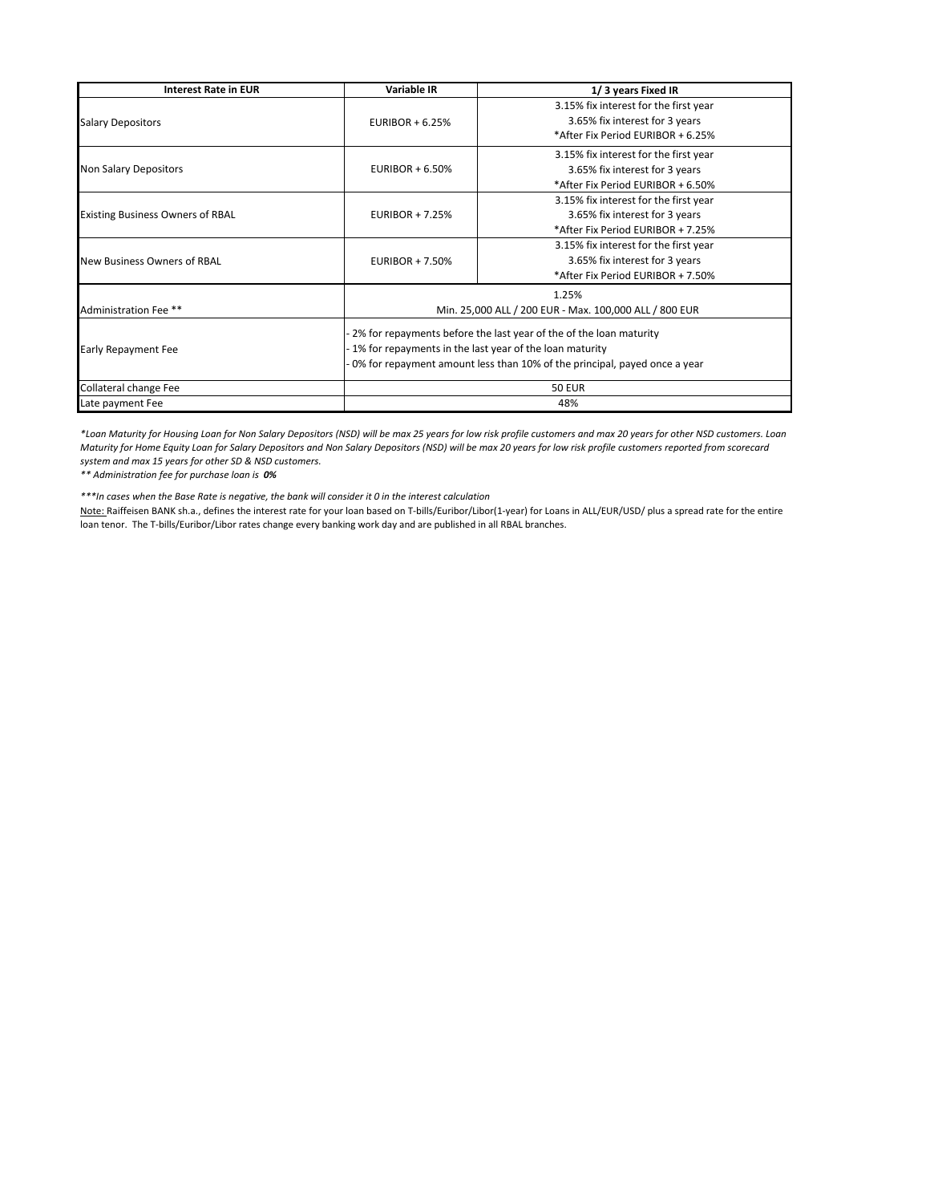| Interest Rate in EUR | Variable IR | 1/ 3 years Fixed IR |
|---|---|---|
| Salary Depositors | EURIBOR + 6.25% | 3.15% fix interest for the first year<br>3.65% fix interest for 3 years<br>*After Fix Period EURIBOR + 6.25% |
| Non Salary Depositors | EURIBOR + 6.50% | 3.15% fix interest for the first year<br>3.65% fix interest for 3 years<br>*After Fix Period EURIBOR + 6.50% |
| Existing Business Owners of RBAL | EURIBOR + 7.25% | 3.15% fix interest for the first year<br>3.65% fix interest for 3 years<br>*After Fix Period EURIBOR + 7.25% |
| New Business Owners of RBAL | EURIBOR + 7.50% | 3.15% fix interest for the first year<br>3.65% fix interest for 3 years<br>*After Fix Period EURIBOR + 7.50% |
| Administration Fee ** | 1.25%<br>Min. 25,000 ALL / 200 EUR - Max. 100,000 ALL / 800 EUR | |
| Early Repayment Fee | - 2% for repayments before the last year of the of the loan maturity<br>- 1% for repayments in the last year of the loan maturity<br>- 0% for repayment amount less than 10% of the principal, payed once a year | |
| Collateral change Fee | 50 EUR | |
| Late payment Fee | 48% | |

*\*Loan Maturity for Housing Loan for Non Salary Depositors (NSD) will be max 25 years for low risk profile customers and max 20 years for other NSD customers. Loan Maturity for Home Equity Loan for Salary Depositors and Non Salary Depositors (NSD) will be max 20 years for low risk profile customers reported from scorecard system and max 15 years for other SD & NSD customers.*

*\*\* Administration fee for purchase loan is **0%***

*\*\*\*In cases when the Base Rate is negative, the bank will consider it 0 in the interest calculation*

<u>Note:</u> Raiffeisen BANK sh.a., defines the interest rate for your loan based on T-bills/Euribor/Libor(1-year) for Loans in ALL/EUR/USD/ plus a spread rate for the entire loan tenor. The T-bills/Euribor/Libor rates change every banking work day and are published in all RBAL branches.